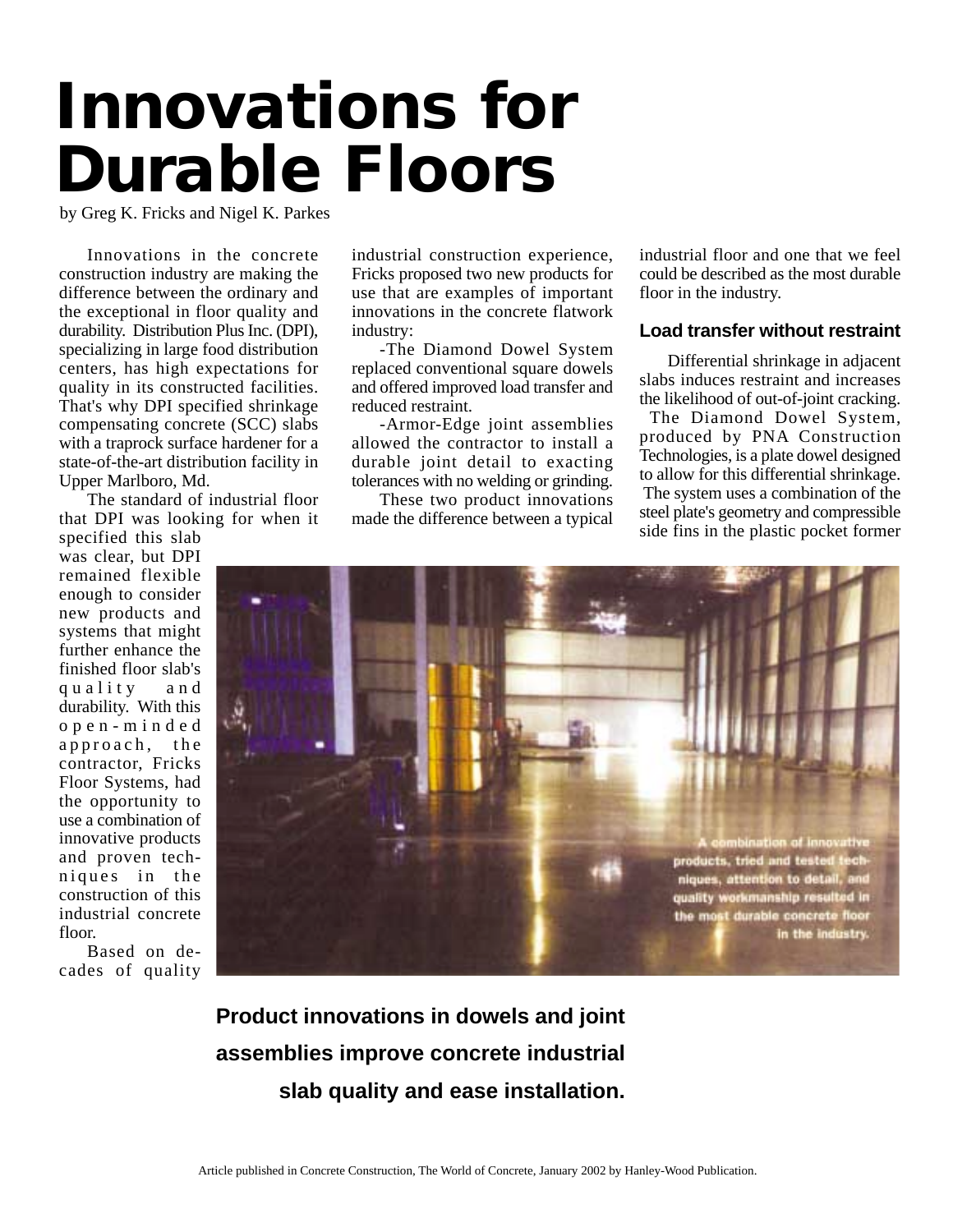# Innovations for Durable Floors

by Greg K. Fricks and Nigel K. Parkes

Innovations in the concrete construction industry are making the difference between the ordinary and the exceptional in floor quality and durability. Distribution Plus Inc. (DPI), specializing in large food distribution centers, has high expectations for quality in its constructed facilities. That's why DPI specified shrinkage compensating concrete (SCC) slabs with a traprock surface hardener for a state-of-the-art distribution facility in Upper Marlboro, Md.

The standard of industrial floor that DPI was looking for when it specified this slab was clear, but DPI remained flexible enough to consider new products and systems that might further enhance the finished floor slab's quality and durability. With this open-minded approach, the contractor, Fricks Floor Systems, had the opportunity to use a combination of innovative products and proven techniques in the construction of this industrial concrete floor.

Based on decades of quality industrial construction experience, Fricks proposed two new products for use that are examples of important innovations in the concrete flatwork industry:

-The Diamond Dowel System replaced conventional square dowels and offered improved load transfer and reduced restraint.

-Armor-Edge joint assemblies allowed the contractor to install a durable joint detail to exacting tolerances with no welding or grinding.

These two product innovations made the difference between a typical industrial floor and one that we feel could be described as the most durable floor in the industry.

A combination of innovative products, tried and tested techniques, attention to detail, and quality workmanship resulted in the most durable concrete floor in the industry.

## Load transfer without restraint

Differential shrinkage in adjacent slabs induces restraint and increases the likelihood of out-of-joint cracking. The Diamond Dowel System, produced by PNA Construction Technologies, is a plate dowel designed to allow for this differential shrinkage. The system uses a combination of the steel plate's geometry and compressible side fins in the plastic pocket former

**Product innovations in dowels and joint assemblies improve concrete industrial slab quality and ease installation.**

Article published in Concrete Construction, The World of Concrete, January 2002 by Hanley-Wood Publication.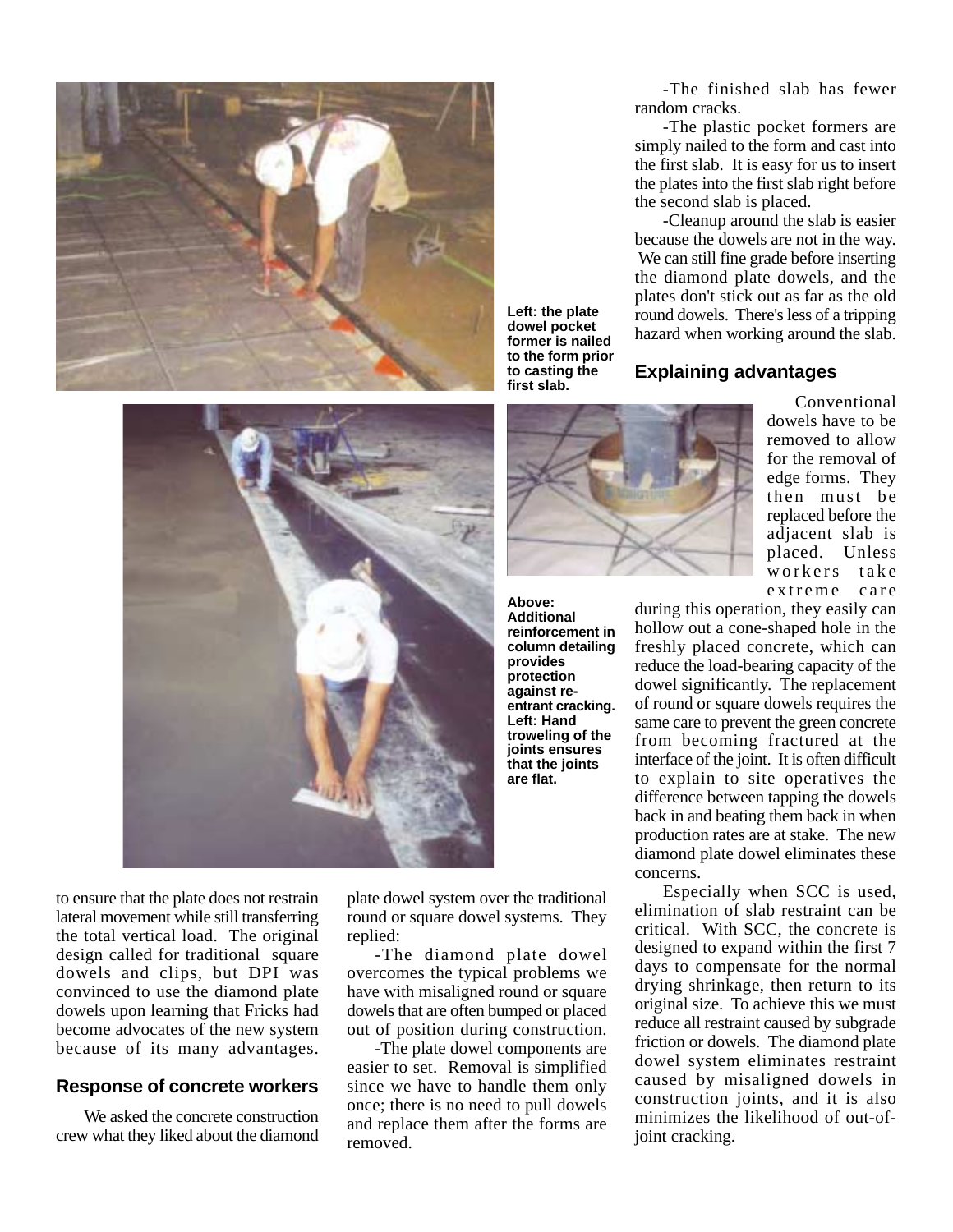Left: the plate dowel pocket former is nailed to the form prior to casting the first slab.

Above: Additional reinforcement in column detailing provides protection against re-entrant cracking. Left: Hand troweling of the joints ensures that the joints are flat.

to ensure that the plate does not restrain lateral movement while still transferring the total vertical load. The original design called for traditional square dowels and clips, but DPI was convinced to use the diamond plate dowels upon learning that Fricks had become advocates of the new system because of its many advantages.

## Response of concrete workers

We asked the concrete construction crew what they liked about the diamond plate dowel system over the traditional round or square dowel systems. They replied:

-The diamond plate dowel overcomes the typical problems we have with misaligned round or square dowels that are often bumped or placed out of position during construction.

-The plate dowel components are easier to set. Removal is simplified since we have to handle them only once; there is no need to pull dowels and replace them after the forms are removed.

-The finished slab has fewer random cracks.

-The plastic pocket formers are simply nailed to the form and cast into the first slab. It is easy for us to insert the plates into the first slab right before the second slab is placed.

-Cleanup around the slab is easier because the dowels are not in the way. We can still fine grade before inserting the diamond plate dowels, and the plates don't stick out as far as the old round dowels. There's less of a tripping hazard when working around the slab.

## Explaining advantages

Conventional dowels have to be removed to allow for the removal of edge forms. They then must be replaced before the adjacent slab is placed. Unless workers take extreme care during this operation, they easily can hollow out a cone-shaped hole in the freshly placed concrete, which can reduce the load-bearing capacity of the dowel significantly. The replacement of round or square dowels requires the same care to prevent the green concrete from becoming fractured at the interface of the joint. It is often difficult to explain to site operatives the difference between tapping the dowels back in and beating them back in when production rates are at stake. The new diamond plate dowel eliminates these concerns.

Especially when SCC is used, elimination of slab restraint can be critical. With SCC, the concrete is designed to expand within the first 7 days to compensate for the normal drying shrinkage, then return to its original size. To achieve this we must reduce all restraint caused by subgrade friction or dowels. The diamond plate dowel system eliminates restraint caused by misaligned dowels in construction joints, and it is also minimizes the likelihood of out-of-joint cracking.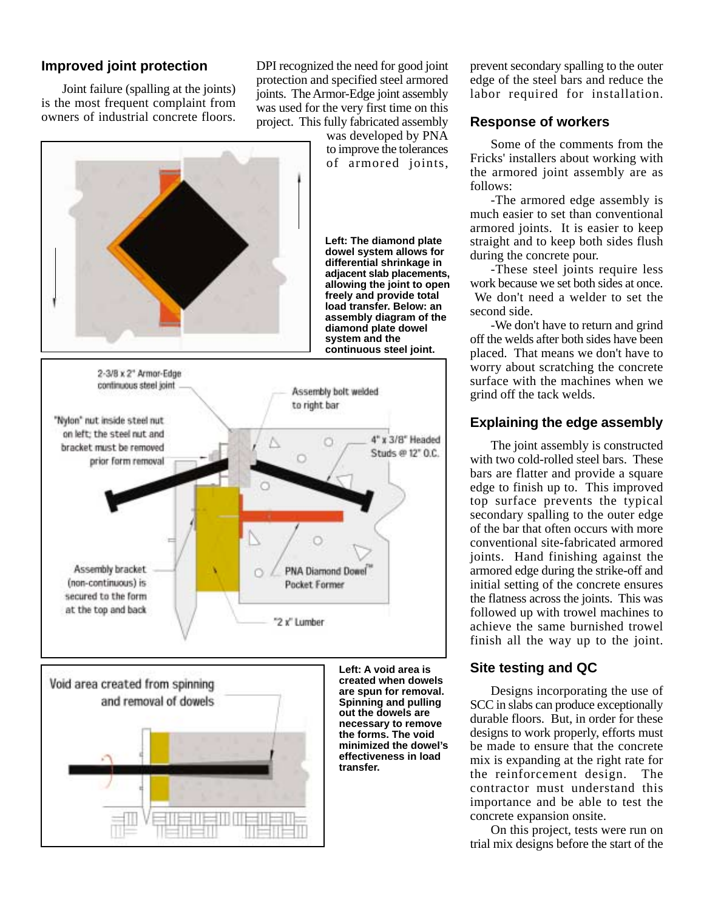## Improved joint protection

Joint failure (spalling at the joints) is the most frequent complaint from owners of industrial concrete floors.

DPI recognized the need for good joint protection and specified steel armored joints. The Armor-Edge joint assembly was used for the very first time on this project. This fully fabricated assembly was developed by PNA to improve the tolerances of armored joints, prevent secondary spalling to the outer edge of the steel bars and reduce the labor required for installation.

**Left: The diamond plate dowel system allows for differential shrinkage in adjacent slab placements, allowing the joint to open freely and provide total load transfer. Below: an assembly diagram of the diamond plate dowel system and the continuous steel joint.**

**Left: A void area is created when dowels are spun for removal. Spinning and pulling out the dowels are necessary to remove the forms. The void minimized the dowel's effectiveness in load transfer.**

## Response of workers

Some of the comments from the Fricks' installers about working with the armored joint assembly are as follows:

-The armored edge assembly is much easier to set than conventional armored joints. It is easier to keep straight and to keep both sides flush during the concrete pour.

-These steel joints require less work because we set both sides at once. We don't need a welder to set the second side.

-We don't have to return and grind off the welds after both sides have been placed. That means we don't have to worry about scratching the concrete surface with the machines when we grind off the tack welds.

## Explaining the edge assembly

The joint assembly is constructed with two cold-rolled steel bars. These bars are flatter and provide a square edge to finish up to. This improved top surface prevents the typical secondary spalling to the outer edge of the bar that often occurs with more conventional site-fabricated armored joints. Hand finishing against the armored edge during the strike-off and initial setting of the concrete ensures the flatness across the joints. This was followed up with trowel machines to achieve the same burnished trowel finish all the way up to the joint.

## Site testing and QC

Designs incorporating the use of SCC in slabs can produce exceptionally durable floors. But, in order for these designs to work properly, efforts must be made to ensure that the concrete mix is expanding at the right rate for the reinforcement design. The contractor must understand this importance and be able to test the concrete expansion onsite.

On this project, tests were run on trial mix designs before the start of the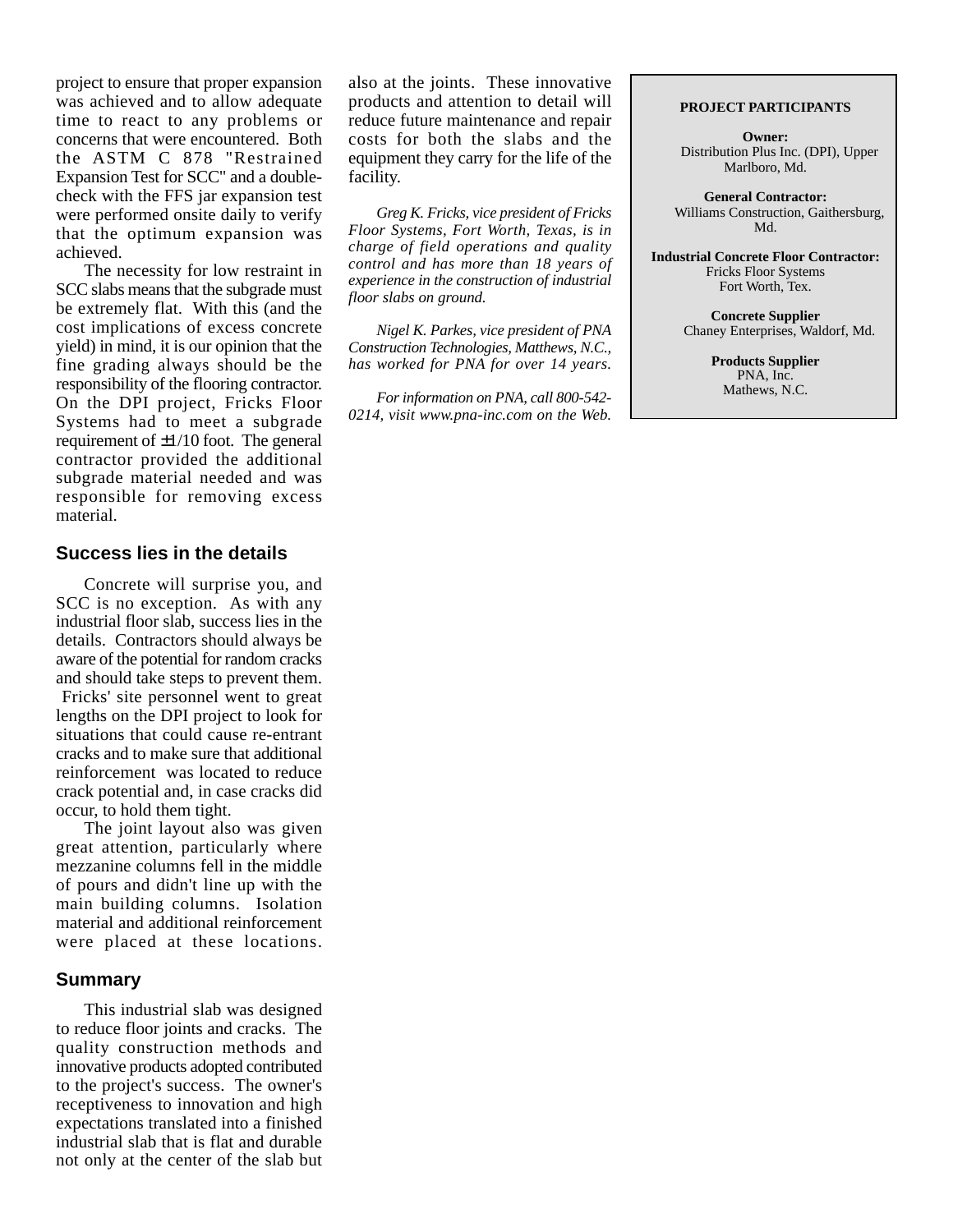project to ensure that proper expansion was achieved and to allow adequate time to react to any problems or concerns that were encountered. Both the ASTM C 878 "Restrained Expansion Test for SCC" and a double-check with the FFS jar expansion test were performed onsite daily to verify that the optimum expansion was achieved.

The necessity for low restraint in SCC slabs means that the subgrade must be extremely flat. With this (and the cost implications of excess concrete yield) in mind, it is our opinion that the fine grading always should be the responsibility of the flooring contractor. On the DPI project, Fricks Floor Systems had to meet a subgrade requirement of ±1/10 foot. The general contractor provided the additional subgrade material needed and was responsible for removing excess material.

## Success lies in the details

Concrete will surprise you, and SCC is no exception. As with any industrial floor slab, success lies in the details. Contractors should always be aware of the potential for random cracks and should take steps to prevent them. Fricks' site personnel went to great lengths on the DPI project to look for situations that could cause re-entrant cracks and to make sure that additional reinforcement was located to reduce crack potential and, in case cracks did occur, to hold them tight.

The joint layout also was given great attention, particularly where mezzanine columns fell in the middle of pours and didn't line up with the main building columns. Isolation material and additional reinforcement were placed at these locations.

## Summary

This industrial slab was designed to reduce floor joints and cracks. The quality construction methods and innovative products adopted contributed to the project's success. The owner's receptiveness to innovation and high expectations translated into a finished industrial slab that is flat and durable not only at the center of the slab but also at the joints. These innovative products and attention to detail will reduce future maintenance and repair costs for both the slabs and the equipment they carry for the life of the facility.

*Greg K. Fricks, vice president of Fricks Floor Systems, Fort Worth, Texas, is in charge of field operations and quality control and has more than 18 years of experience in the construction of industrial floor slabs on ground.*

*Nigel K. Parkes, vice president of PNA Construction Technologies, Matthews, N.C., has worked for PNA for over 14 years.*

*For information on PNA, call 800-542-0214, visit www.pna-inc.com on the Web.*

**PROJECT PARTICIPANTS**

**Owner:**
Distribution Plus Inc. (DPI), Upper Marlboro, Md.

**General Contractor:**
Williams Construction, Gaithersburg, Md.

**Industrial Concrete Floor Contractor:**
Fricks Floor Systems
Fort Worth, Tex.

**Concrete Supplier**
Chaney Enterprises, Waldorf, Md.

**Products Supplier**
PNA, Inc.
Mathews, N.C.